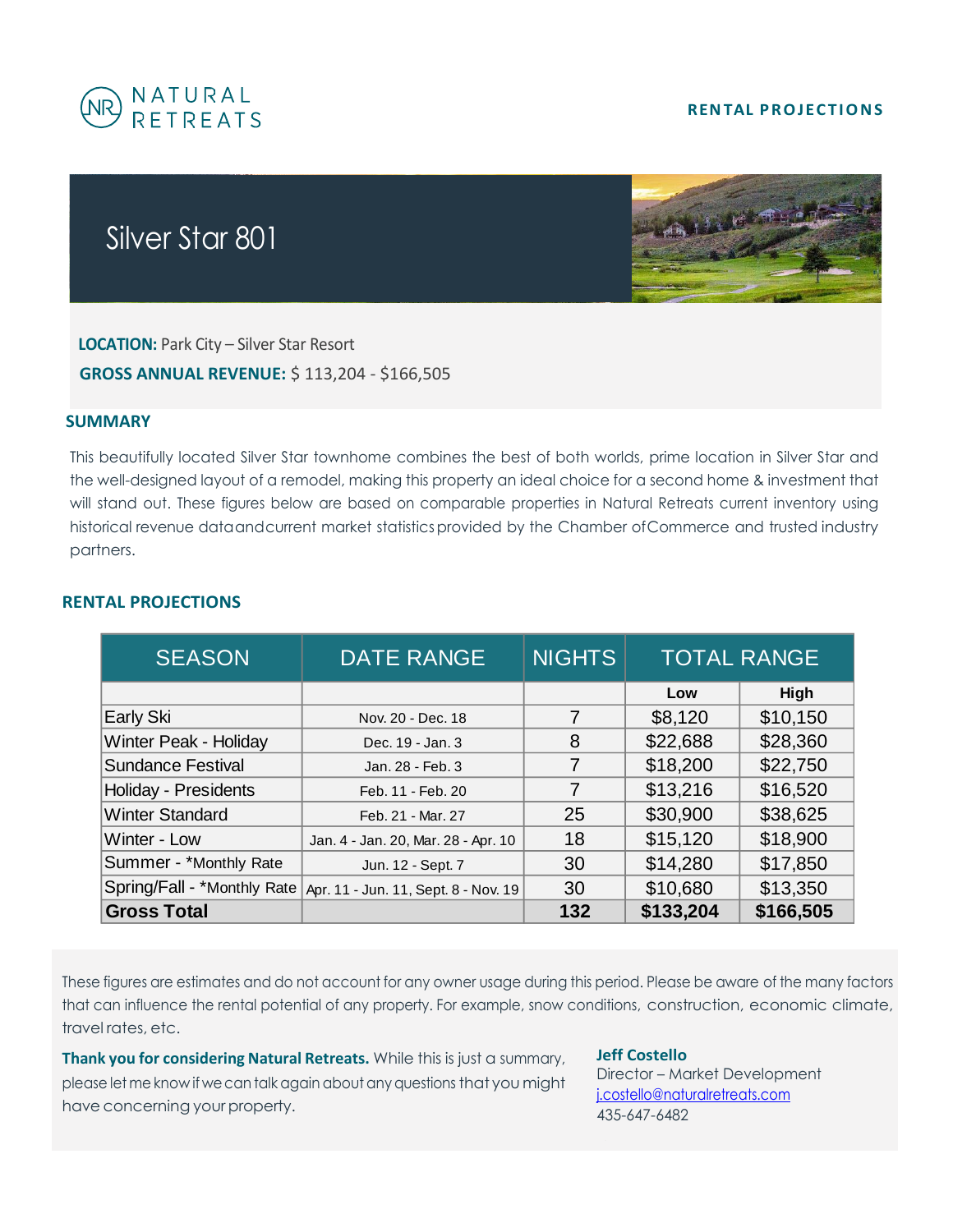NATURAL RETREATS

**RENTAL PROJECTIONS**

# Silver Star 801

**LOCATION:** Park City – Silver Star Resort

**GROSS ANNUAL REVENUE:** $ 113,204 - $166,505

## SUMMARY

This beautifully located Silver Star townhome combines the best of both worlds, prime location in Silver Star and the well-designed layout of a remodel, making this property an ideal choice for a second home & investment that will stand out. These figures below are based on comparable properties in Natural Retreats current inventory using historical revenue data and current market statistics provided by the Chamber of Commerce and trusted industry partners.

## RENTAL PROJECTIONS

| SEASON | DATE RANGE | NIGHTS | TOTAL RANGE | |
|---|---|---|---|---|
| | | | Low | High |
| Early Ski | Nov. 20 - Dec. 18 | 7 | $8,120 | $10,150 |
| Winter Peak - Holiday | Dec. 19 - Jan. 3 | 8 | $22,688 | $28,360 |
| Sundance Festival | Jan. 28 - Feb. 3 | 7 | $18,200 | $22,750 |
| Holiday - Presidents | Feb. 11 - Feb. 20 | 7 | $13,216 | $16,520 |
| Winter Standard | Feb. 21 - Mar. 27 | 25 | $30,900 | $38,625 |
| Winter - Low | Jan. 4 - Jan. 20, Mar. 28 - Apr. 10 | 18 | $15,120 | $18,900 |
| Summer - *Monthly Rate | Jun. 12 - Sept. 7 | 30 | $14,280 | $17,850 |
| Spring/Fall - *Monthly Rate | Apr. 11 - Jun. 11, Sept. 8 - Nov. 19 | 30 | $10,680 | $13,350 |
| **Gross Total** | | **132** | **$133,204** | **$166,505** |

These figures are estimates and do not account for any owner usage during this period. Please be aware of the many factors that can influence the rental potential of any property. For example, snow conditions, construction, economic climate, travel rates, etc.

**Thank you for considering Natural Retreats.** While this is just a summary, please let me know if we can talk again about any questions that you might have concerning your property.

**Jeff Costello**
Director – Market Development
j.costello@naturalretreats.com
435-647-6482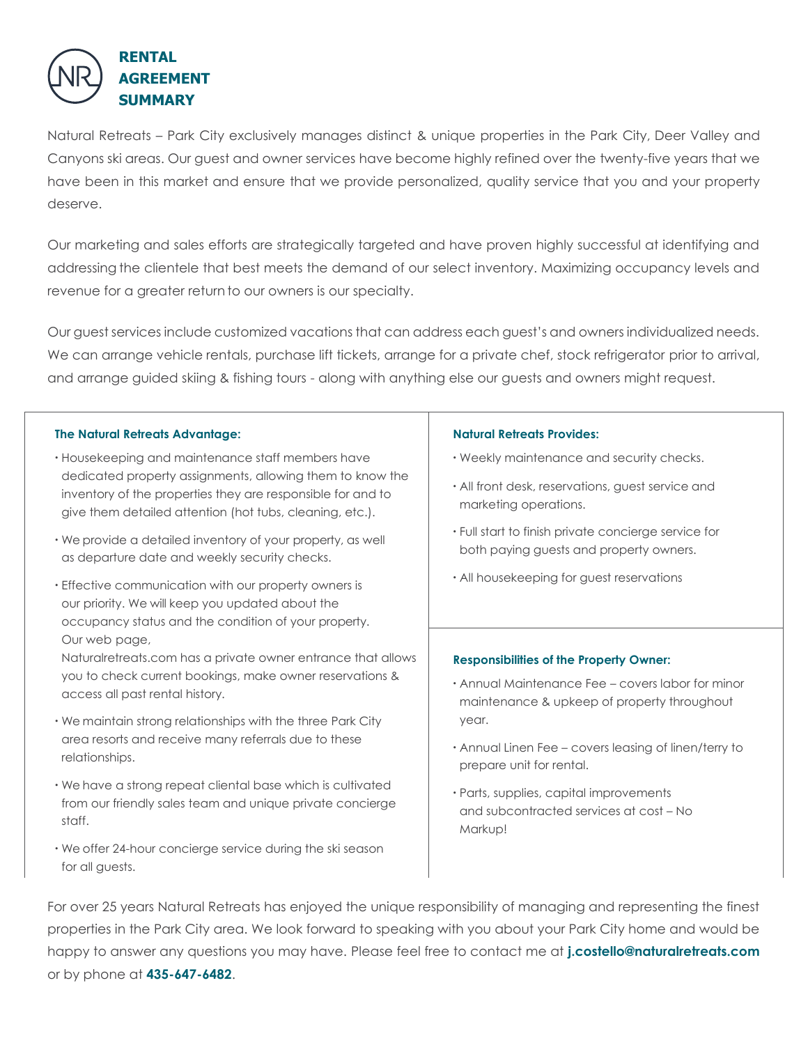# RENTAL AGREEMENT SUMMARY

Natural Retreats – Park City exclusively manages distinct & unique properties in the Park City, Deer Valley and Canyons ski areas. Our guest and owner services have become highly refined over the twenty-five years that we have been in this market and ensure that we provide personalized, quality service that you and your property deserve.

Our marketing and sales efforts are strategically targeted and have proven highly successful at identifying and addressing the clientele that best meets the demand of our select inventory. Maximizing occupancy levels and revenue for a greater return to our owners is our specialty.

Our guest services include customized vacations that can address each guest's and owners individualized needs. We can arrange vehicle rentals, purchase lift tickets, arrange for a private chef, stock refrigerator prior to arrival, and arrange guided skiing & fishing tours - along with anything else our guests and owners might request.

### The Natural Retreats Advantage:

- Housekeeping and maintenance staff members have dedicated property assignments, allowing them to know the inventory of the properties they are responsible for and to give them detailed attention (hot tubs, cleaning, etc.).
- We provide a detailed inventory of your property, as well as departure date and weekly security checks.
- Effective communication with our property owners is our priority. We will keep you updated about the occupancy status and the condition of your property. Our web page, Naturalretreats.com has a private owner entrance that allows you to check current bookings, make owner reservations & access all past rental history.
- We maintain strong relationships with the three Park City area resorts and receive many referrals due to these relationships.
- We have a strong repeat cliental base which is cultivated from our friendly sales team and unique private concierge staff.
- We offer 24-hour concierge service during the ski season for all guests.

### Natural Retreats Provides:

- Weekly maintenance and security checks.
- All front desk, reservations, guest service and marketing operations.
- Full start to finish private concierge service for both paying guests and property owners.
- All housekeeping for guest reservations

### Responsibilities of the Property Owner:

- Annual Maintenance Fee – covers labor for minor maintenance & upkeep of property throughout year.
- Annual Linen Fee – covers leasing of linen/terry to prepare unit for rental.
- Parts, supplies, capital improvements and subcontracted services at cost – No Markup!

For over 25 years Natural Retreats has enjoyed the unique responsibility of managing and representing the finest properties in the Park City area. We look forward to speaking with you about your Park City home and would be happy to answer any questions you may have. Please feel free to contact me at **j.costello@naturalretreats.com** or by phone at **435-647-6482**.